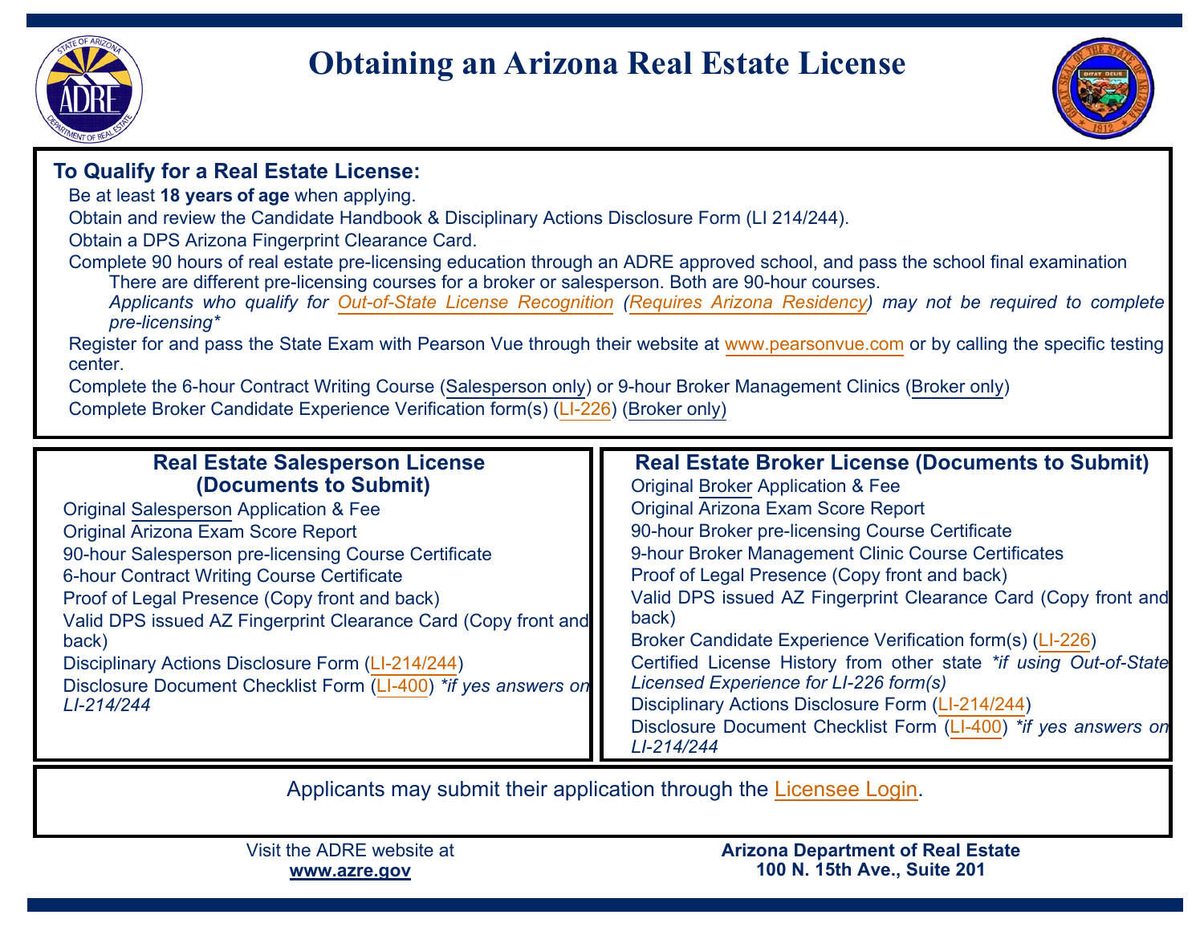# Obtaining an Arizona Real Estate License

## To Qualify for a Real Estate License:

- Be at least **18 years of age** when applying.
- Obtain and review the Candidate Handbook & Disciplinary Actions Disclosure Form (LI 214/244).
- Obtain a DPS Arizona Fingerprint Clearance Card.
- Complete 90 hours of real estate pre-licensing education through an ADRE approved school, and pass the school final examination
  - There are different pre-licensing courses for a broker or salesperson. Both are 90-hour courses.
  - *Applicants who qualify for Out-of-State License Recognition (Requires Arizona Residency) may not be required to complete pre-licensing**
- Register for and pass the State Exam with Pearson Vue through their website at www.pearsonvue.com or by calling the specific testing center.
- Complete the 6-hour Contract Writing Course (Salesperson only) or 9-hour Broker Management Clinics (Broker only)
- Complete Broker Candidate Experience Verification form(s) (LI-226) (Broker only)

## Real Estate Salesperson License (Documents to Submit)

- Original Salesperson Application & Fee
- Original Arizona Exam Score Report
- 90-hour Salesperson pre-licensing Course Certificate
- 6-hour Contract Writing Course Certificate
- Proof of Legal Presence (Copy front and back)
- Valid DPS issued AZ Fingerprint Clearance Card (Copy front and back)
- Disciplinary Actions Disclosure Form (LI-214/244)
- Disclosure Document Checklist Form (LI-400) *\*if yes answers on LI-214/244*

## Real Estate Broker License (Documents to Submit)

- Original Broker Application & Fee
- Original Arizona Exam Score Report
- 90-hour Broker pre-licensing Course Certificate
- 9-hour Broker Management Clinic Course Certificates
- Proof of Legal Presence (Copy front and back)
- Valid DPS issued AZ Fingerprint Clearance Card (Copy front and back)
- Broker Candidate Experience Verification form(s) (LI-226)
- Certified License History from other state *\*if using Out-of-State Licensed Experience for LI-226 form(s)*
- Disciplinary Actions Disclosure Form (LI-214/244)
- Disclosure Document Checklist Form (LI-400) *\*if yes answers on LI-214/244*

Applicants may submit their application through the Licensee Login.

Visit the ADRE website at **www.azre.gov**

**Arizona Department of Real Estate**
**100 N. 15th Ave., Suite 201**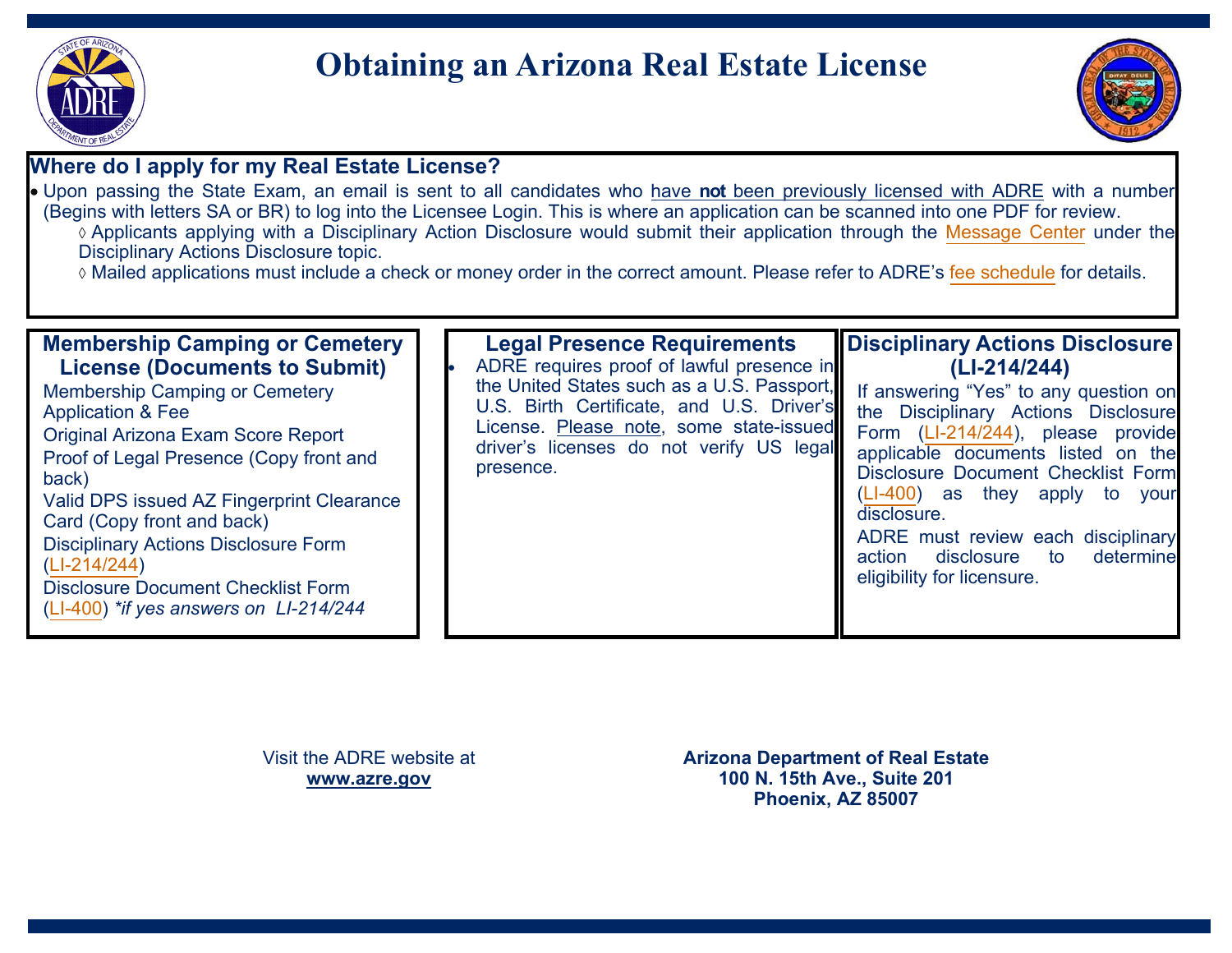# Obtaining an Arizona Real Estate License

## Where do I apply for my Real Estate License?

- Upon passing the State Exam, an email is sent to all candidates who have **not** been previously licensed with ADRE with a number (Begins with letters SA or BR) to log into the Licensee Login. This is where an application can be scanned into one PDF for review.
  - ◊ Applicants applying with a Disciplinary Action Disclosure would submit their application through the Message Center under the Disciplinary Actions Disclosure topic.
  - ◊ Mailed applications must include a check or money order in the correct amount. Please refer to ADRE's fee schedule for details.

## Membership Camping or Cemetery License (Documents to Submit)

Membership Camping or Cemetery Application & Fee

Original Arizona Exam Score Report

Proof of Legal Presence (Copy front and back)

Valid DPS issued AZ Fingerprint Clearance Card (Copy front and back)

Disciplinary Actions Disclosure Form (LI-214/244)

Disclosure Document Checklist Form (LI-400) *\*if yes answers on LI-214/244*

## Legal Presence Requirements

- ADRE requires proof of lawful presence in the United States such as a U.S. Passport, U.S. Birth Certificate, and U.S. Driver's License. Please note, some state-issued driver's licenses do not verify US legal presence.

## Disciplinary Actions Disclosure (LI-214/244)

If answering "Yes" to any question on the Disciplinary Actions Disclosure Form (LI-214/244), please provide applicable documents listed on the Disclosure Document Checklist Form (LI-400) as they apply to your disclosure.

ADRE must review each disciplinary action disclosure to determine eligibility for licensure.

Visit the ADRE website at
**www.azre.gov**

**Arizona Department of Real Estate**
**100 N. 15th Ave., Suite 201**
**Phoenix, AZ 85007**